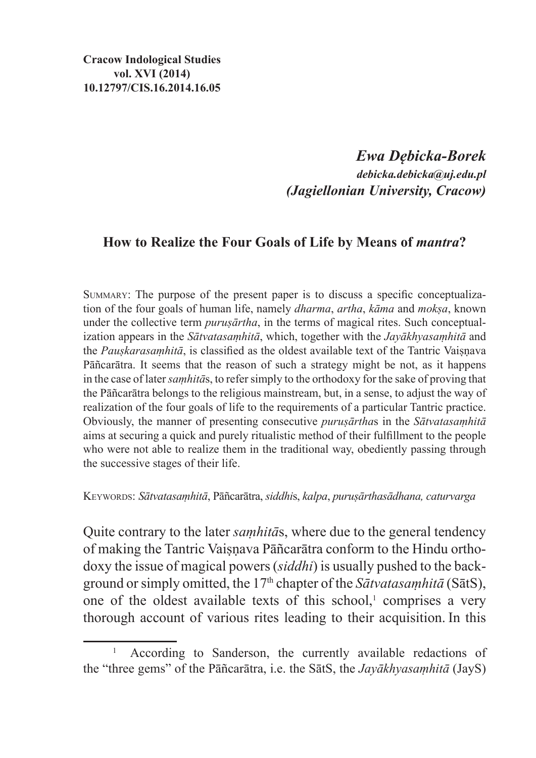**Cracow Indological Studies**
**vol. XVI (2014)**
**10.12797/CIS.16.2014.16.05**

***Ewa Dębicka-Borek***
***debicka.debicka@uj.edu.pl***
***(Jagiellonian University, Cracow)***

## How to Realize the Four Goals of Life by Means of *mantra*?

Summary: The purpose of the present paper is to discuss a specific conceptualization of the four goals of human life, namely *dharma*, *artha*, *kāma* and *mokṣa*, known under the collective term *puruṣārtha*, in the terms of magical rites. Such conceptualization appears in the *Sātvatasaṃhitā*, which, together with the *Jayākhyasaṃhitā* and the *Pauṣkarasaṃhitā*, is classified as the oldest available text of the Tantric Vaiṣṇava Pāñcarātra. It seems that the reason of such a strategy might be not, as it happens in the case of later *saṃhitā*s, to refer simply to the orthodoxy for the sake of proving that the Pāñcarātra belongs to the religious mainstream, but, in a sense, to adjust the way of realization of the four goals of life to the requirements of a particular Tantric practice. Obviously, the manner of presenting consecutive *puruṣārtha*s in the *Sātvatasaṃhitā* aims at securing a quick and purely ritualistic method of their fulfillment to the people who were not able to realize them in the traditional way, obediently passing through the successive stages of their life.

Keywords: *Sātvatasaṃhitā*, Pāñcarātra, *siddhi*s, *kalpa*, *puruṣārthasādhana, caturvarga*

Quite contrary to the later *saṃhitā*s, where due to the general tendency of making the Tantric Vaiṣṇava Pāñcarātra conform to the Hindu orthodoxy the issue of magical powers (*siddhi*) is usually pushed to the background or simply omitted, the 17th chapter of the *Sātvatasaṃhitā* (SātS), one of the oldest available texts of this school,[1] comprises a very thorough account of various rites leading to their acquisition. In this

[1] According to Sanderson, the currently available redactions of the "three gems" of the Pāñcarātra, i.e. the SātS, the *Jayākhyasaṃhitā* (JayS)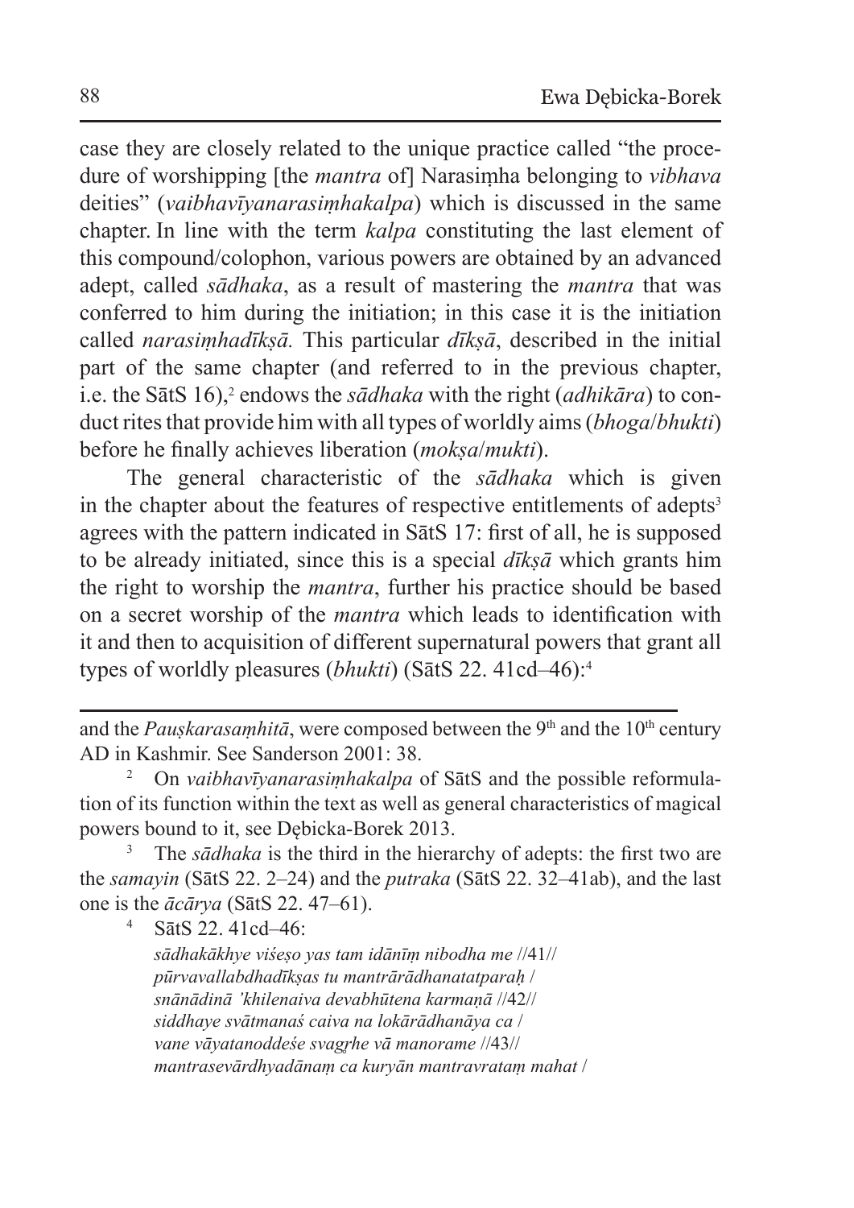case they are closely related to the unique practice called "the procedure of worshipping [the *mantra* of] Narasiṃha belonging to *vibhava* deities" (*vaibhavīyanarasiṃhakalpa*) which is discussed in the same chapter. In line with the term *kalpa* constituting the last element of this compound/colophon, various powers are obtained by an advanced adept, called *sādhaka*, as a result of mastering the *mantra* that was conferred to him during the initiation; in this case it is the initiation called *narasiṃhadīkṣā.* This particular *dīkṣā*, described in the initial part of the same chapter (and referred to in the previous chapter, i.e. the SātS 16),[2] endows the *sādhaka* with the right (*adhikāra*) to conduct rites that provide him with all types of worldly aims (*bhoga*/*bhukti*) before he finally achieves liberation (*mokṣa*/*mukti*).

The general characteristic of the *sādhaka* which is given in the chapter about the features of respective entitlements of adepts[3] agrees with the pattern indicated in SātS 17: first of all, he is supposed to be already initiated, since this is a special *dīkṣā* which grants him the right to worship the *mantra*, further his practice should be based on a secret worship of the *mantra* which leads to identification with it and then to acquisition of different supernatural powers that grant all types of worldly pleasures (*bhukti*) (SātS 22. 41cd–46):[4]

---

and the *Pauṣkarasaṃhitā*, were composed between the 9th and the 10th century AD in Kashmir. See Sanderson 2001: 38.

[2] On *vaibhavīyanarasiṃhakalpa* of SātS and the possible reformulation of its function within the text as well as general characteristics of magical powers bound to it, see Dębicka-Borek 2013.

[3] The *sādhaka* is the third in the hierarchy of adepts: the first two are the *samayin* (SātS 22. 2–24) and the *putraka* (SātS 22. 32–41ab), and the last one is the *ācārya* (SātS 22. 47–61).

[4] SātS 22. 41cd–46:
*sādhakākhye viśeṣo yas tam idānīṃ nibodha me* //41//
*pūrvavallabdhadīkṣas tu mantrārādhanatatparaḥ* /
*snānādinā 'khilenaiva devabhūtena karmaṇā* //42//
*siddhaye svātmanaś caiva na lokārādhanāya ca* /
*vane vāyatanoddeśe svagṛhe vā manorame* //43//
*mantrasevārdhyadānaṃ ca kuryān mantravrataṃ mahat* /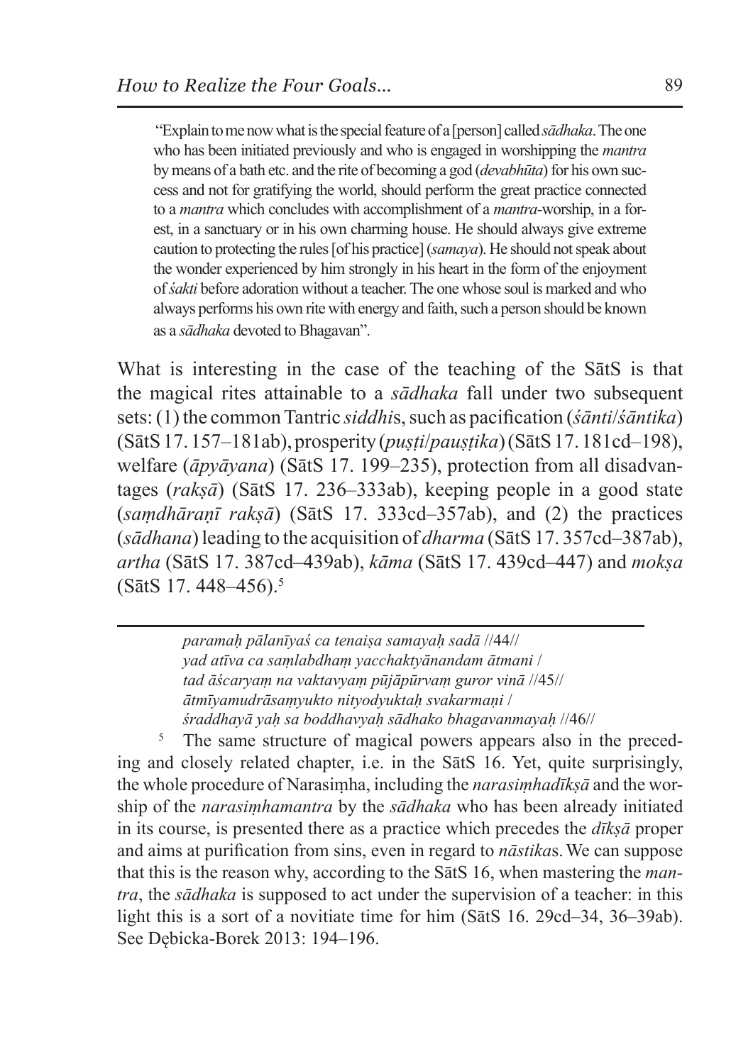"Explain to me now what is the special feature of a [person] called *sādhaka*. The one who has been initiated previously and who is engaged in worshipping the *mantra* by means of a bath etc. and the rite of becoming a god (*devabhūta*) for his own success and not for gratifying the world, should perform the great practice connected to a *mantra* which concludes with accomplishment of a *mantra*-worship, in a forest, in a sanctuary or in his own charming house. He should always give extreme caution to protecting the rules [of his practice] (*samaya*). He should not speak about the wonder experienced by him strongly in his heart in the form of the enjoyment of *śakti* before adoration without a teacher. The one whose soul is marked and who always performs his own rite with energy and faith, such a person should be known as a *sādhaka* devoted to Bhagavan".

What is interesting in the case of the teaching of the SātS is that the magical rites attainable to a *sādhaka* fall under two subsequent sets: (1) the common Tantric *siddhi*s, such as pacification (*śānti*/*śāntika*) (SātS 17. 157–181ab), prosperity (*puṣṭi*/*pauṣṭika*) (SātS 17. 181cd–198), welfare (*āpyāyana*) (SātS 17. 199–235), protection from all disadvantages (*rakṣā*) (SātS 17. 236–333ab), keeping people in a good state (*saṃdhāraṇī rakṣā*) (SātS 17. 333cd–357ab), and (2) the practices (*sādhana*) leading to the acquisition of *dharma* (SātS 17. 357cd–387ab), *artha* (SātS 17. 387cd–439ab), *kāma* (SātS 17. 439cd–447) and *mokṣa* (SātS 17. 448–456).[5]

---

*paramaḥ pālanīyaś ca tenaiṣa samayaḥ sadā* //44//
*yad atīva ca saṃlabdhaṃ yacchaktyānandam ātmani* /
*tad āścaryaṃ na vaktavyaṃ pūjāpūrvaṃ guror vinā* //45//
*ātmīyamudrāsaṃyukto nityodyuktaḥ svakarmaṇi* /
*śraddhayā yaḥ sa boddhavyaḥ sādhako bhagavanmayaḥ* //46//

[5] The same structure of magical powers appears also in the preceding and closely related chapter, i.e. in the SātS 16. Yet, quite surprisingly, the whole procedure of Narasiṃha, including the *narasiṃhadīkṣā* and the worship of the *narasiṃhamantra* by the *sādhaka* who has been already initiated in its course, is presented there as a practice which precedes the *dīkṣā* proper and aims at purification from sins, even in regard to *nāstika*s. We can suppose that this is the reason why, according to the SātS 16, when mastering the *mantra*, the *sādhaka* is supposed to act under the supervision of a teacher: in this light this is a sort of a novitiate time for him (SātS 16. 29cd–34, 36–39ab). See Dębicka-Borek 2013: 194–196.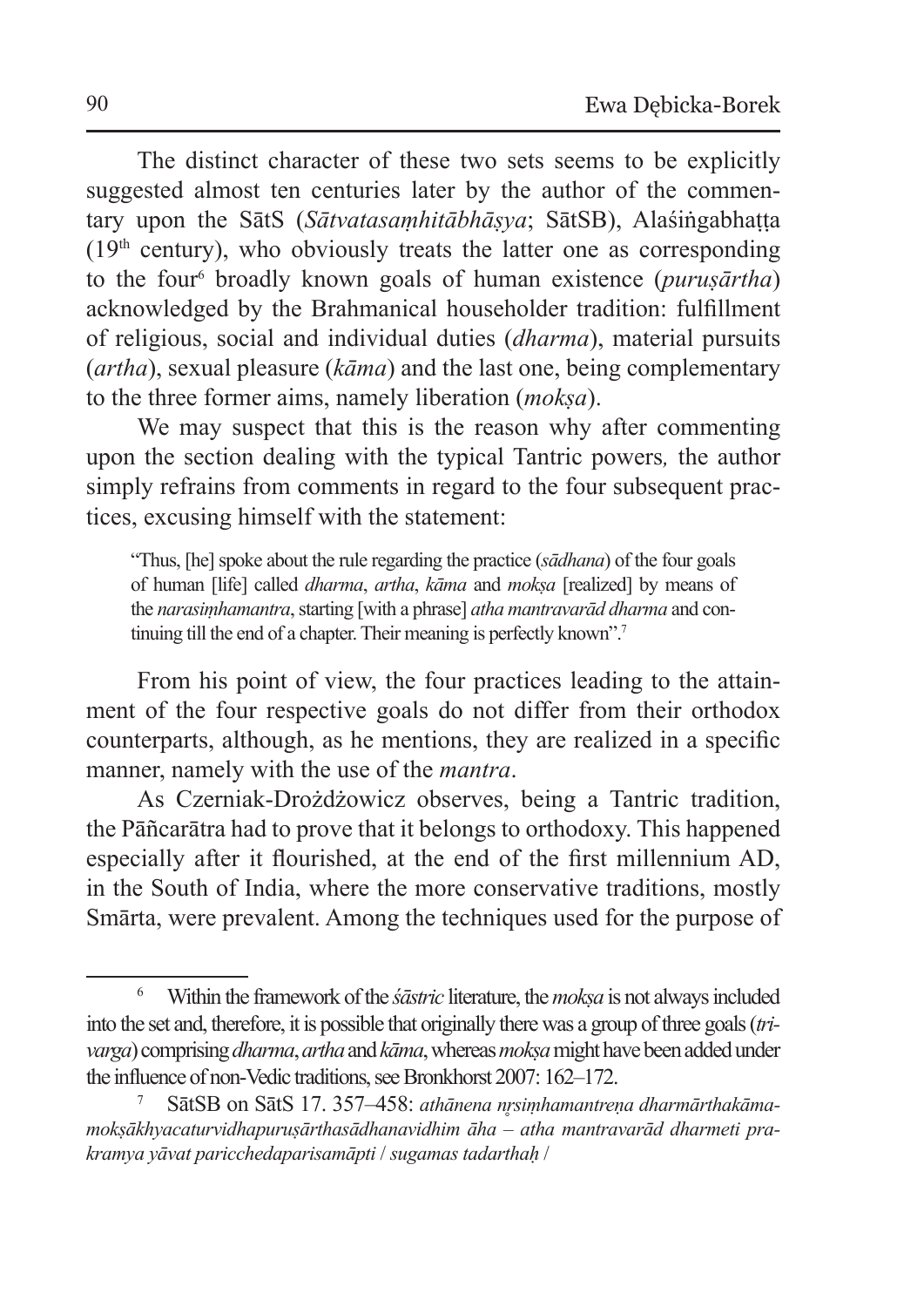The distinct character of these two sets seems to be explicitly suggested almost ten centuries later by the author of the commentary upon the SātS (*Sātvatasaṃhitābhāṣya*; SātSB), Alaśiṅgabhaṭṭa (19th century), who obviously treats the latter one as corresponding to the four[6] broadly known goals of human existence (*puruṣārtha*) acknowledged by the Brahmanical householder tradition: fulfillment of religious, social and individual duties (*dharma*), material pursuits (*artha*), sexual pleasure (*kāma*) and the last one, being complementary to the three former aims, namely liberation (*mokṣa*).

We may suspect that this is the reason why after commenting upon the section dealing with the typical Tantric powers*,* the author simply refrains from comments in regard to the four subsequent practices, excusing himself with the statement:

> "Thus, [he] spoke about the rule regarding the practice (*sādhana*) of the four goals of human [life] called *dharma*, *artha*, *kāma* and *mokṣa* [realized] by means of the *narasiṃhamantra*, starting [with a phrase] *atha mantravarād dharma* and continuing till the end of a chapter. Their meaning is perfectly known".[7]

From his point of view, the four practices leading to the attainment of the four respective goals do not differ from their orthodox counterparts, although, as he mentions, they are realized in a specific manner, namely with the use of the *mantra*.

As Czerniak-Drożdżowicz observes, being a Tantric tradition, the Pāñcarātra had to prove that it belongs to orthodoxy. This happened especially after it flourished, at the end of the first millennium AD, in the South of India, where the more conservative traditions, mostly Smārta, were prevalent. Among the techniques used for the purpose of

---

[6] Within the framework of the *śāstric* literature, the *mokṣa* is not always included into the set and, therefore, it is possible that originally there was a group of three goals (*trivarga*) comprising *dharma*, *artha* and *kāma*, whereas *mokṣa* might have been added under the influence of non-Vedic traditions, see Bronkhorst 2007: 162–172.

[7] SātSB on SātS 17. 357–458: *athānena nṛsiṃhamantreṇa dharmārthakāmamokṣākhyacaturvidhapuruṣārthasādhanavidhim āha – atha mantravarād dharmeti prakramya yāvat paricchedaparisamāpti* / *sugamas tadarthaḥ* /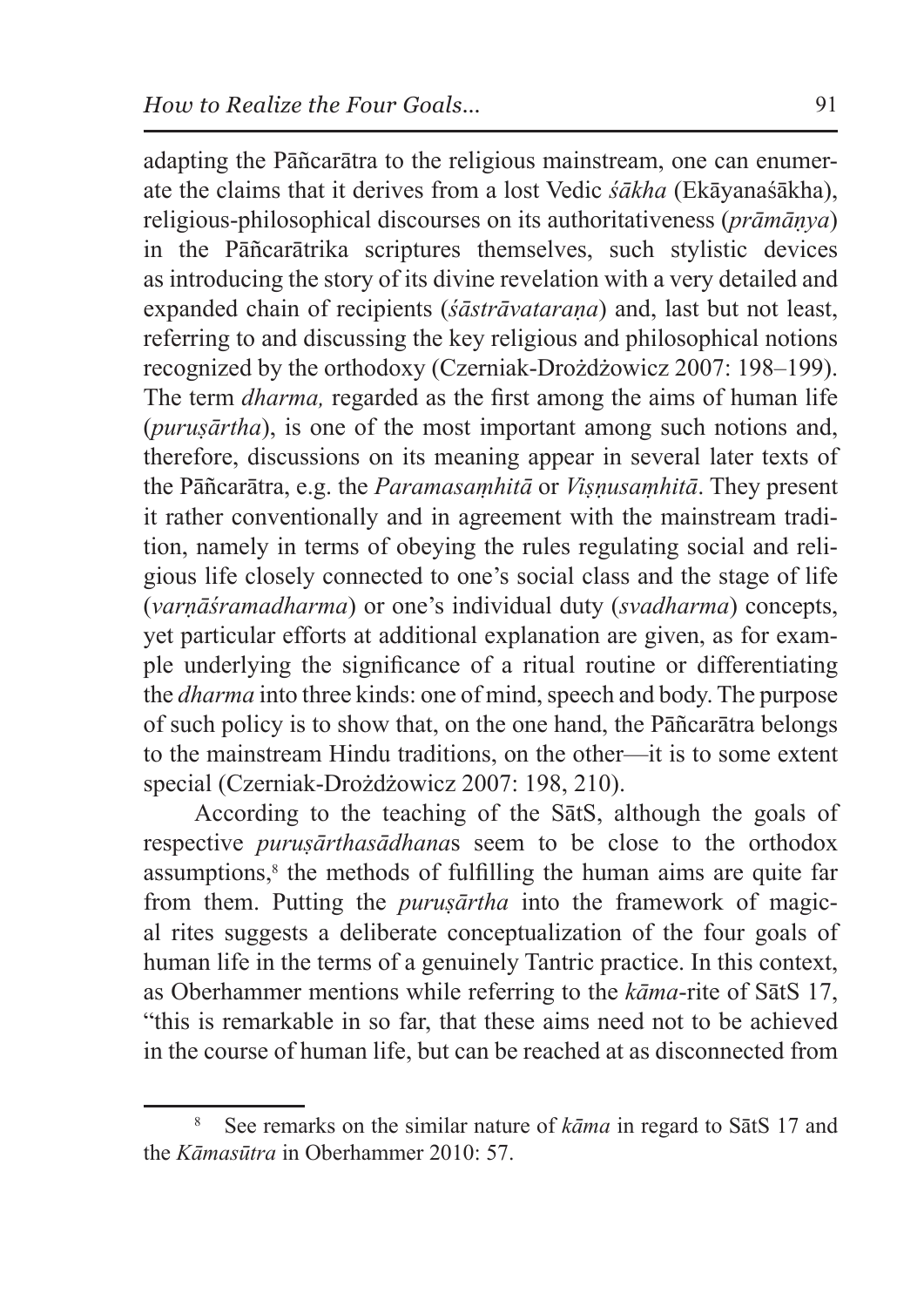adapting the Pāñcarātra to the religious mainstream, one can enumerate the claims that it derives from a lost Vedic *śākha* (Ekāyanaśākha), religious-philosophical discourses on its authoritativeness (*prāmāṇya*) in the Pāñcarātrika scriptures themselves, such stylistic devices as introducing the story of its divine revelation with a very detailed and expanded chain of recipients (*śāstrāvataraṇa*) and, last but not least, referring to and discussing the key religious and philosophical notions recognized by the orthodoxy (Czerniak-Drożdżowicz 2007: 198–199). The term *dharma,* regarded as the first among the aims of human life (*puruṣārtha*), is one of the most important among such notions and, therefore, discussions on its meaning appear in several later texts of the Pāñcarātra, e.g. the *Paramasaṃhitā* or *Viṣṇusaṃhitā*. They present it rather conventionally and in agreement with the mainstream tradition, namely in terms of obeying the rules regulating social and religious life closely connected to one's social class and the stage of life (*varṇāśramadharma*) or one's individual duty (*svadharma*) concepts, yet particular efforts at additional explanation are given, as for example underlying the significance of a ritual routine or differentiating the *dharma* into three kinds: one of mind, speech and body. The purpose of such policy is to show that, on the one hand, the Pāñcarātra belongs to the mainstream Hindu traditions, on the other—it is to some extent special (Czerniak-Drożdżowicz 2007: 198, 210).

According to the teaching of the SātS, although the goals of respective *puruṣārthasādhana*s seem to be close to the orthodox assumptions,[8] the methods of fulfilling the human aims are quite far from them. Putting the *puruṣārtha* into the framework of magical rites suggests a deliberate conceptualization of the four goals of human life in the terms of a genuinely Tantric practice. In this context, as Oberhammer mentions while referring to the *kāma*-rite of SātS 17, "this is remarkable in so far, that these aims need not to be achieved in the course of human life, but can be reached at as disconnected from

[8] See remarks on the similar nature of *kāma* in regard to SātS 17 and the *Kāmasūtra* in Oberhammer 2010: 57.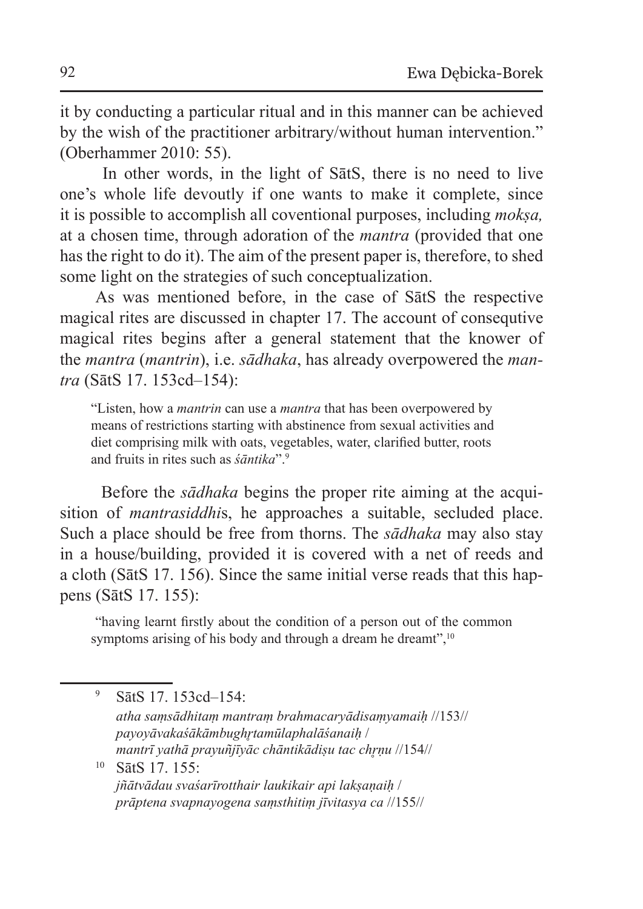it by conducting a particular ritual and in this manner can be achieved by the wish of the practitioner arbitrary/without human intervention." (Oberhammer 2010: 55).

In other words, in the light of SātS, there is no need to live one's whole life devoutly if one wants to make it complete, since it is possible to accomplish all coventional purposes, including *mokṣa,* at a chosen time, through adoration of the *mantra* (provided that one has the right to do it). The aim of the present paper is, therefore, to shed some light on the strategies of such conceptualization.

As was mentioned before, in the case of SātS the respective magical rites are discussed in chapter 17. The account of consequtive magical rites begins after a general statement that the knower of the *mantra* (*mantrin*), i.e. *sādhaka*, has already overpowered the *mantra* (SātS 17. 153cd–154):

> "Listen, how a *mantrin* can use a *mantra* that has been overpowered by means of restrictions starting with abstinence from sexual activities and diet comprising milk with oats, vegetables, water, clarified butter, roots and fruits in rites such as *śāntika*".[9]

Before the *sādhaka* begins the proper rite aiming at the acquisition of *mantrasiddhi*s, he approaches a suitable, secluded place. Such a place should be free from thorns. The *sādhaka* may also stay in a house/building, provided it is covered with a net of reeds and a cloth (SātS 17. 156). Since the same initial verse reads that this happens (SātS 17. 155):

> "having learnt firstly about the condition of a person out of the common symptoms arising of his body and through a dream he dreamt",[10]

---

[9] SātS 17. 153cd–154:
*atha saṃsādhitaṃ mantraṃ brahmacaryādisaṃyamaiḥ* //153//
*payoyāvakaśākāmbughṛtamūlaphalāśanaiḥ* /
*mantrī yathā prayuñjīyāc chāntikādiṣu tac chṛṇu* //154//

[10] SātS 17. 155:
*jñātvādau svaśarīrotthair laukikair api lakṣaṇaiḥ* /
*prāptena svapnayogena saṃsthitiṃ jīvitasya ca* //155//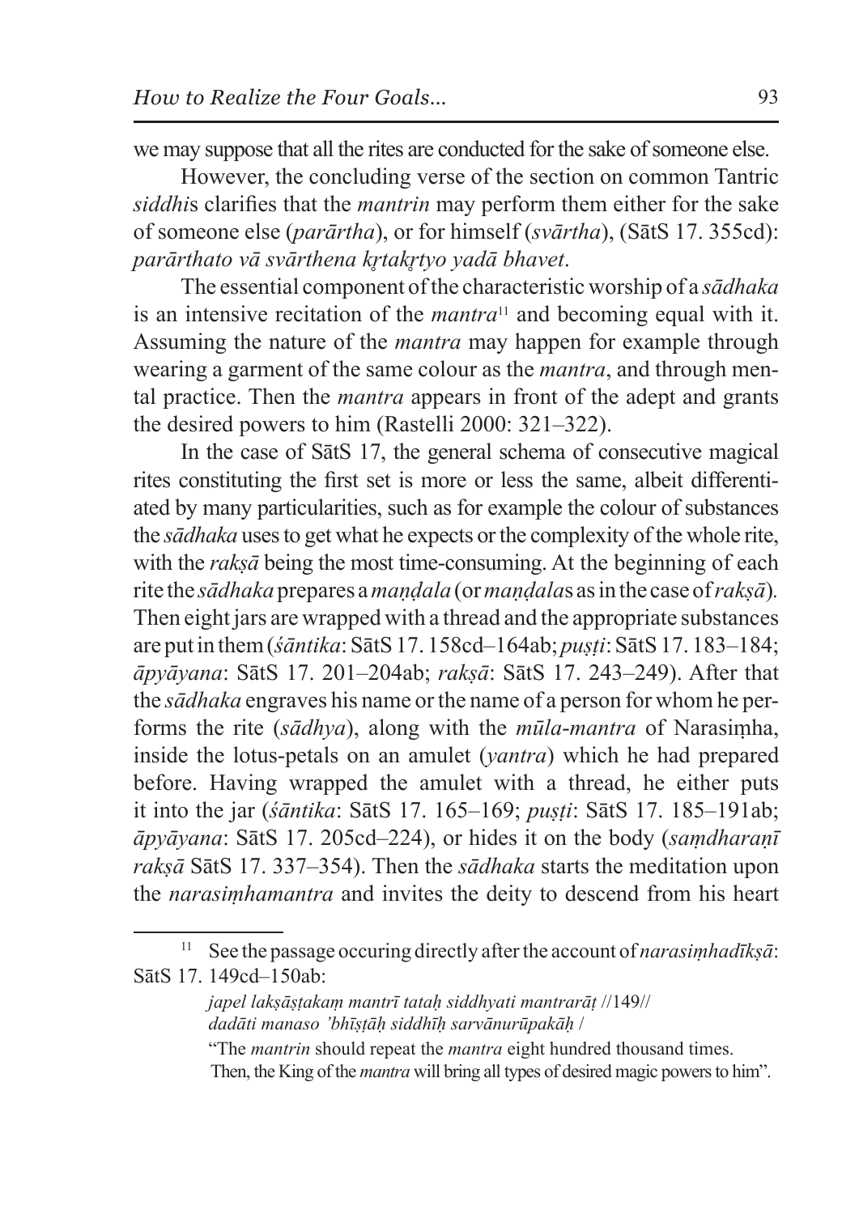we may suppose that all the rites are conducted for the sake of someone else.

However, the concluding verse of the section on common Tantric *siddhi*s clarifies that the *mantrin* may perform them either for the sake of someone else (*parārtha*), or for himself (*svārtha*), (SātS 17. 355cd): *parārthato vā svārthena kṛtakṛtyo yadā bhavet*.

The essential component of the characteristic worship of a *sādhaka* is an intensive recitation of the *mantra*[11] and becoming equal with it. Assuming the nature of the *mantra* may happen for example through wearing a garment of the same colour as the *mantra*, and through mental practice. Then the *mantra* appears in front of the adept and grants the desired powers to him (Rastelli 2000: 321–322).

In the case of SātS 17, the general schema of consecutive magical rites constituting the first set is more or less the same, albeit differentiated by many particularities, such as for example the colour of substances the *sādhaka* uses to get what he expects or the complexity of the whole rite, with the *rakṣā* being the most time-consuming. At the beginning of each rite the *sādhaka* prepares a *maṇḍala* (or *maṇḍala*s as in the case of *rakṣā*). Then eight jars are wrapped with a thread and the appropriate substances are put in them (*śāntika*: SātS 17. 158cd–164ab; *puṣṭi*: SātS 17. 183–184; *āpyāyana*: SātS 17. 201–204ab; *rakṣā*: SātS 17. 243–249). After that the *sādhaka* engraves his name or the name of a person for whom he performs the rite (*sādhya*), along with the *mūla-mantra* of Narasiṃha, inside the lotus-petals on an amulet (*yantra*) which he had prepared before. Having wrapped the amulet with a thread, he either puts it into the jar (*śāntika*: SātS 17. 165–169; *puṣṭi*: SātS 17. 185–191ab; *āpyāyana*: SātS 17. 205cd–224), or hides it on the body (*saṃdharaṇī rakṣā* SātS 17. 337–354). Then the *sādhaka* starts the meditation upon the *narasiṃhamantra* and invites the deity to descend from his heart

---

[11] See the passage occuring directly after the account of *narasiṃhadīkṣā*: SātS 17. 149cd–150ab:

> *japel lakṣāṣṭakaṃ mantrī tataḥ siddhyati mantrarāṭ* //149//
> *dadāti manaso 'bhīṣṭāḥ siddhīḥ sarvānurūpakāḥ* /
> "The *mantrin* should repeat the *mantra* eight hundred thousand times. Then, the King of the *mantra* will bring all types of desired magic powers to him".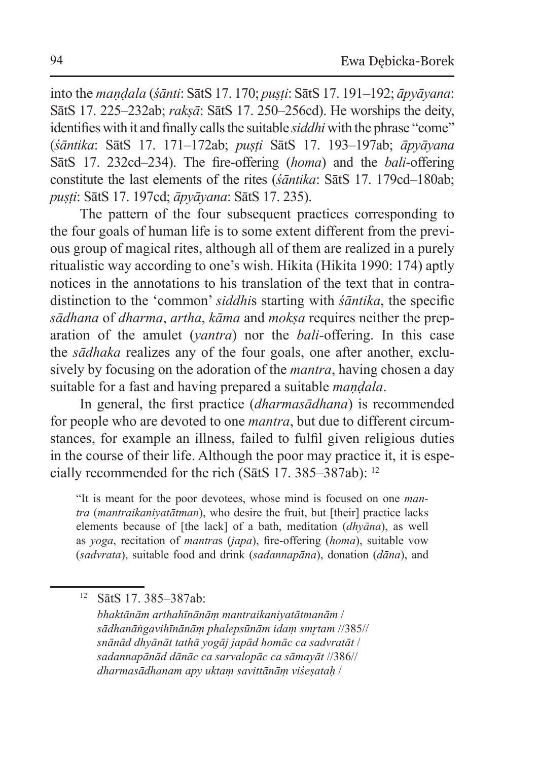into the *maṇḍala* (*śānti*: SātS 17. 170; *puṣṭi*: SātS 17. 191–192; *āpyāyana*: SātS 17. 225–232ab; *rakṣā*: SātS 17. 250–256cd). He worships the deity, identifies with it and finally calls the suitable *siddhi* with the phrase "come" (*śāntika*: SātS 17. 171–172ab; *puṣṭi* SātS 17. 193–197ab; *āpyāyana* SātS 17. 232cd–234). The fire-offering (*homa*) and the *bali*-offering constitute the last elements of the rites (*śāntika*: SātS 17. 179cd–180ab; *puṣṭi*: SātS 17. 197cd; *āpyāyana*: SātS 17. 235).

The pattern of the four subsequent practices corresponding to the four goals of human life is to some extent different from the previous group of magical rites, although all of them are realized in a purely ritualistic way according to one's wish. Hikita (Hikita 1990: 174) aptly notices in the annotations to his translation of the text that in contradistinction to the 'common' *siddhi*s starting with *śāntika*, the specific *sādhana* of *dharma*, *artha*, *kāma* and *mokṣa* requires neither the preparation of the amulet (*yantra*) nor the *bali*-offering. In this case the *sādhaka* realizes any of the four goals, one after another, exclusively by focusing on the adoration of the *mantra*, having chosen a day suitable for a fast and having prepared a suitable *maṇḍala*.

In general, the first practice (*dharmasādhana*) is recommended for people who are devoted to one *mantra*, but due to different circumstances, for example an illness, failed to fulfil given religious duties in the course of their life. Although the poor may practice it, it is especially recommended for the rich (SātS 17. 385–387ab): [12]

> "It is meant for the poor devotees, whose mind is focused on one *mantra* (*mantraikaniyatātman*), who desire the fruit, but [their] practice lacks elements because of [the lack] of a bath, meditation (*dhyāna*), as well as *yoga*, recitation of *mantra*s (*japa*), fire-offering (*homa*), suitable vow (*sadvrata*), suitable food and drink (*sadannapāna*), donation (*dāna*), and

---

[12] SātS 17. 385–387ab:
*bhaktānām arthahīnānāṃ mantraikaniyatātmanām /*
*sādhanāṅgavihīnānāṃ phalepsūnām idaṃ smṛtam //385//*
*snānād dhyānāt tathā yogāj japād homāc ca sadvratāt /*
*sadannapānād dānāc ca sarvalopāc ca sāmayāt //386//*
*dharmasādhanam apy uktaṃ savittānāṃ viśeṣataḥ /*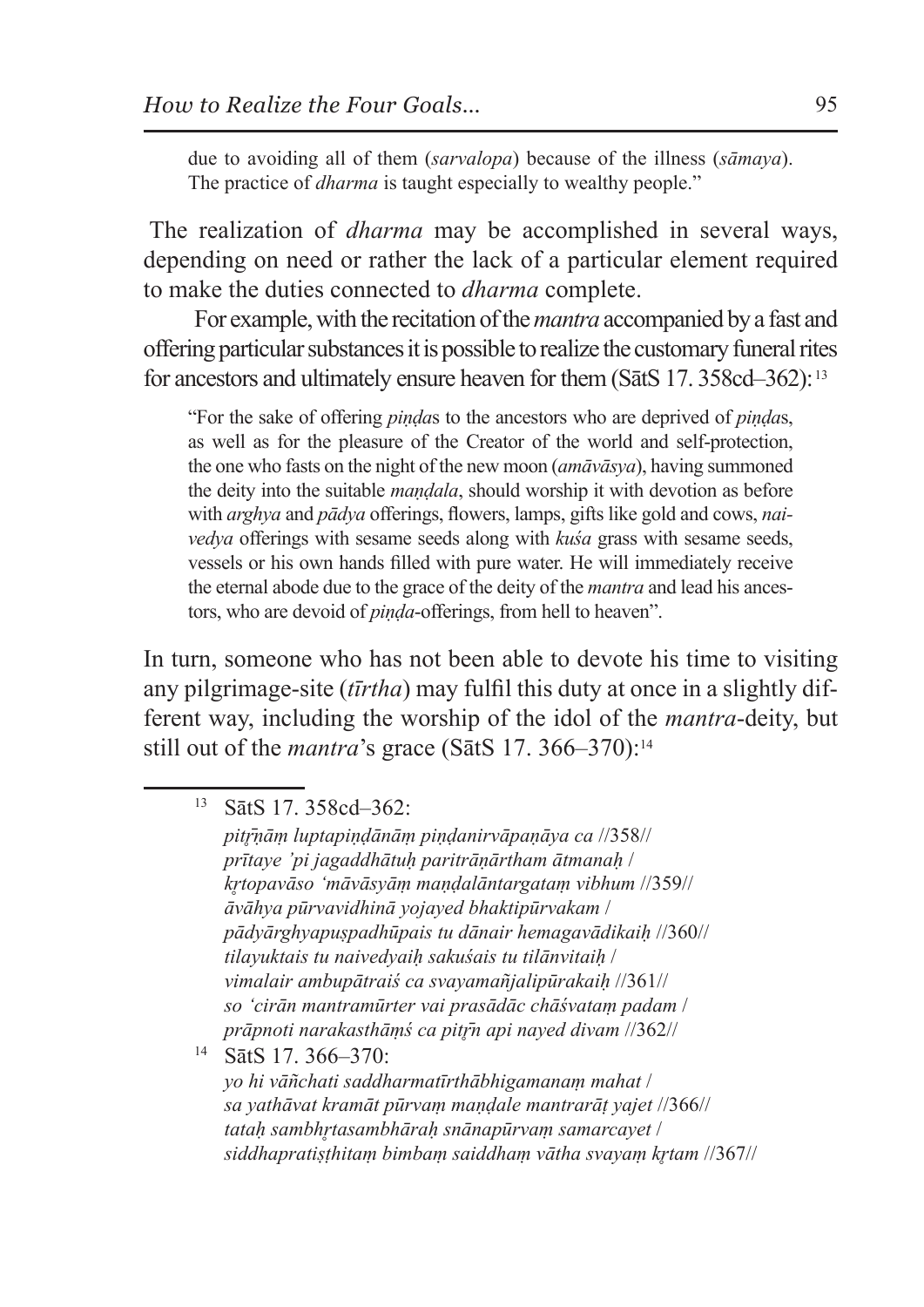due to avoiding all of them (*sarvalopa*) because of the illness (*sāmaya*). The practice of *dharma* is taught especially to wealthy people."

The realization of *dharma* may be accomplished in several ways, depending on need or rather the lack of a particular element required to make the duties connected to *dharma* complete.

For example, with the recitation of the *mantra* accompanied by a fast and offering particular substances it is possible to realize the customary funeral rites for ancestors and ultimately ensure heaven for them (SātS 17. 358cd–362):[13]

> "For the sake of offering *piṇḍa*s to the ancestors who are deprived of *piṇḍa*s, as well as for the pleasure of the Creator of the world and self-protection, the one who fasts on the night of the new moon (*amāvāsya*), having summoned the deity into the suitable *maṇḍala*, should worship it with devotion as before with *arghya* and *pādya* offerings, flowers, lamps, gifts like gold and cows, *naivedya* offerings with sesame seeds along with *kuśa* grass with sesame seeds, vessels or his own hands filled with pure water. He will immediately receive the eternal abode due to the grace of the deity of the *mantra* and lead his ancestors, who are devoid of *piṇḍa*-offerings, from hell to heaven".

In turn, someone who has not been able to devote his time to visiting any pilgrimage-site (*tīrtha*) may fulfil this duty at once in a slightly different way, including the worship of the idol of the *mantra*-deity, but still out of the *mantra*'s grace (SātS 17. 366–370):[14]

---

[13] SātS 17. 358cd–362:
*pitṝṇāṃ luptapiṇḍānāṃ piṇḍanirvāpaṇāya ca* //358//
*prītaye 'pi jagaddhātuḥ paritrāṇārtham ātmanaḥ* /
*kṛtopavāso 'māvāsyāṃ maṇḍalāntargataṃ vibhum* //359//
*āvāhya pūrvavidhinā yojayed bhaktipūrvakam* /
*pādyārghyapuṣpadhūpais tu dānair hemagavādikaiḥ* //360//
*tilayuktais tu naivedyaiḥ sakuśais tu tilānvitaiḥ* /
*vimalair ambupātraiś ca svayamañjalipūrakaiḥ* //361//
*so 'cirān mantramūrter vai prasādāc chāśvataṃ padam* /
*prāpnoti narakasthāṃś ca pitṝn api nayed divam* //362//

[14] SātS 17. 366–370:
*yo hi vāñchati saddharmatīrthābhigamanaṃ mahat* /
*sa yathāvat kramāt pūrvaṃ maṇḍale mantrarāṭ yajet* //366//
*tataḥ sambhṛtasambhāraḥ snānapūrvaṃ samarcayet* /
*siddhapratiṣṭhitaṃ bimbaṃ saiddhaṃ vātha svayaṃ kṛtam* //367//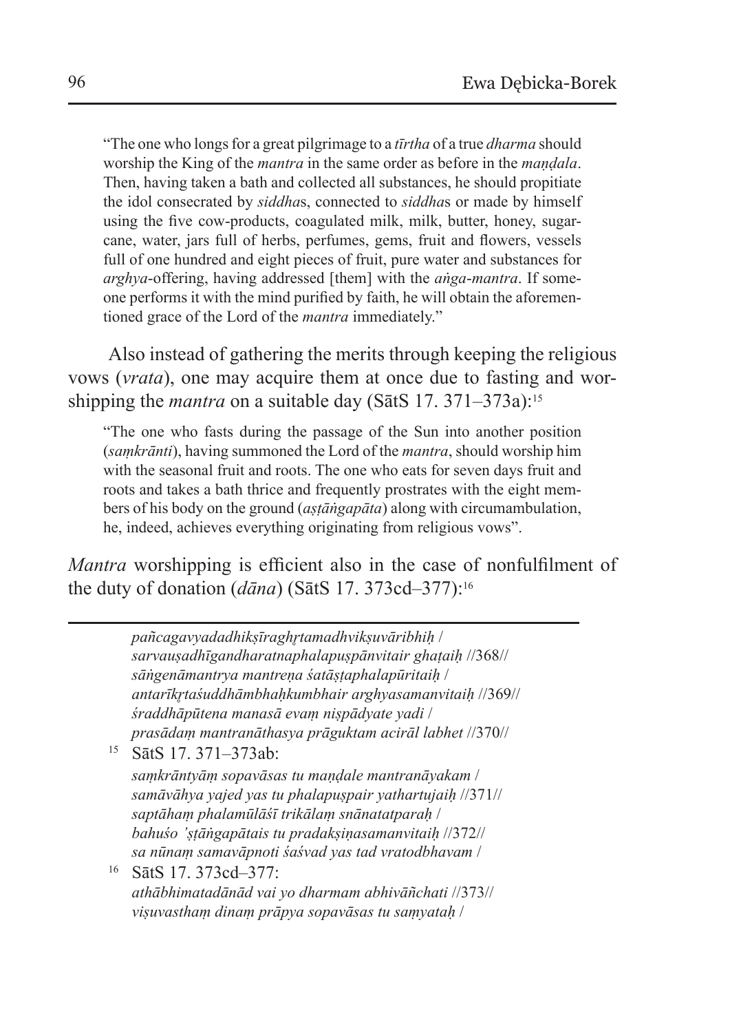> "The one who longs for a great pilgrimage to a *tīrtha* of a true *dharma* should worship the King of the *mantra* in the same order as before in the *maṇḍala*. Then, having taken a bath and collected all substances, he should propitiate the idol consecrated by *siddha*s, connected to *siddha*s or made by himself using the five cow-products, coagulated milk, milk, butter, honey, sugar-cane, water, jars full of herbs, perfumes, gems, fruit and flowers, vessels full of one hundred and eight pieces of fruit, pure water and substances for *arghya*-offering, having addressed [them] with the *aṅga*-*mantra*. If someone performs it with the mind purified by faith, he will obtain the aforementioned grace of the Lord of the *mantra* immediately."

Also instead of gathering the merits through keeping the religious vows (*vrata*), one may acquire them at once due to fasting and worshipping the *mantra* on a suitable day (SātS 17. 371–373a):[15]

> "The one who fasts during the passage of the Sun into another position (*saṃkrānti*), having summoned the Lord of the *mantra*, should worship him with the seasonal fruit and roots. The one who eats for seven days fruit and roots and takes a bath thrice and frequently prostrates with the eight members of his body on the ground (*aṣṭāṅgapāta*) along with circumambulation, he, indeed, achieves everything originating from religious vows".

*Mantra* worshipping is efficient also in the case of nonfulfilment of the duty of donation (*dāna*) (SātS 17. 373cd–377):[16]

---

*pañcagavyadadhikṣīraghṛtamadhvikṣuvāribhiḥ /*
*sarvauṣadhīgandharatnaphalapuṣpānvitair ghaṭaiḥ //368//*
*sāṅgenāmantrya mantreṇa śatāṣṭaphalapūritaiḥ /*
*antarīkṛtaśuddhāmbhaḥkumbhair arghyasamanvitaiḥ //369//*
*śraddhāpūtena manasā evaṃ niṣpādyate yadi /*
*prasādaṃ mantranāthasya prāguktam acirāl labhet //370//*

[15] SātS 17. 371–373ab:
*saṃkrāntyāṃ sopavāsas tu maṇḍale mantranāyakam /*
*samāvāhya yajed yas tu phalapuṣpair yathartujaiḥ //371//*
*saptāhaṃ phalamūlāśī trikālaṃ snānatatparaḥ /*
*bahuśo 'ṣṭāṅgapātais tu pradakṣiṇasamanvitaiḥ //372//*
*sa nūnaṃ samavāpnoti śaśvad yas tad vratodbhavam /*

[16] SātS 17. 373cd–377:
*athābhimatadānād vai yo dharmam abhivāñchati //373//*
*viṣuvasthaṃ dinaṃ prāpya sopavāsas tu saṃyataḥ /*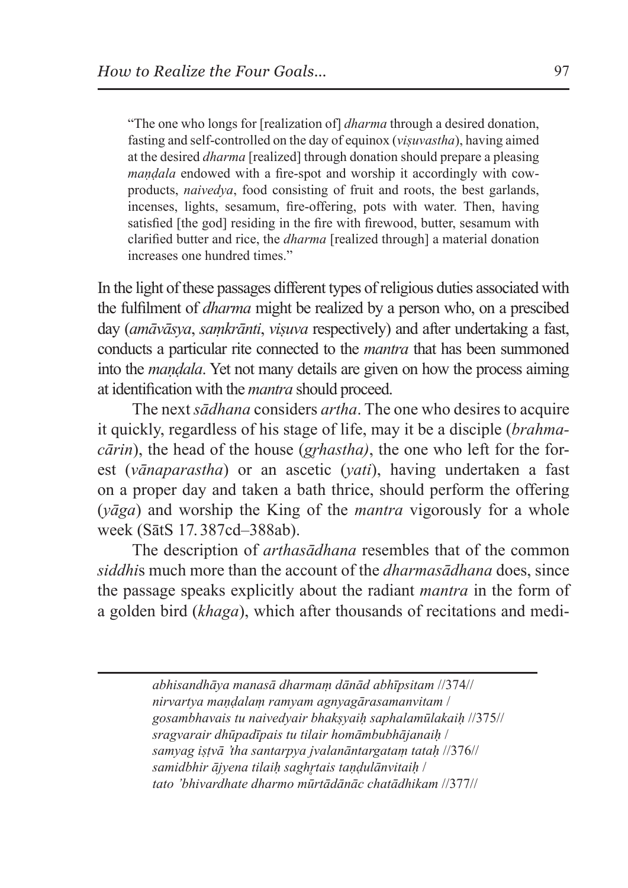> "The one who longs for [realization of] *dharma* through a desired donation, fasting and self-controlled on the day of equinox (*viṣuvastha*), having aimed at the desired *dharma* [realized] through donation should prepare a pleasing *maṇḍala* endowed with a fire-spot and worship it accordingly with cow-products, *naivedya*, food consisting of fruit and roots, the best garlands, incenses, lights, sesamum, fire-offering, pots with water. Then, having satisfied [the god] residing in the fire with firewood, butter, sesamum with clarified butter and rice, the *dharma* [realized through] a material donation increases one hundred times."

In the light of these passages different types of religious duties associated with the fulfilment of *dharma* might be realized by a person who, on a prescibed day (*amāvāsya*, *saṃkrānti*, *viṣuva* respectively) and after undertaking a fast, conducts a particular rite connected to the *mantra* that has been summoned into the *maṇḍala*. Yet not many details are given on how the process aiming at identification with the *mantra* should proceed.

The next *sādhana* considers *artha*. The one who desires to acquire it quickly, regardless of his stage of life, may it be a disciple (*brahmacārin*), the head of the house (*gṛhastha)*, the one who left for the forest (*vānaparastha*) or an ascetic (*yati*), having undertaken a fast on a proper day and taken a bath thrice, should perform the offering (*yāga*) and worship the King of the *mantra* vigorously for a whole week (SātS 17. 387cd–388ab).

The description of *arthasādhana* resembles that of the common *siddhi*s much more than the account of the *dharmasādhana* does, since the passage speaks explicitly about the radiant *mantra* in the form of a golden bird (*khaga*), which after thousands of recitations and medi-

---

*abhisandhāya manasā dharmaṃ dānād abhīpsitam* //374//
*nirvartya maṇḍalaṃ ramyam agnyagārasamanvitam* /
*gosambhavais tu naivedyair bhakṣyaiḥ saphalamūlakaiḥ* //375//
*sragvarair dhūpadīpais tu tilair homāmbubhājanaiḥ* /
*samyag iṣṭvā 'tha santarpya jvalanāntargataṃ tataḥ* //376//
*samidbhir ājyena tilaiḥ saghṛtais taṇḍulānvitaiḥ* /
*tato 'bhivardhate dharmo mūrtādānāc chatādhikam* //377//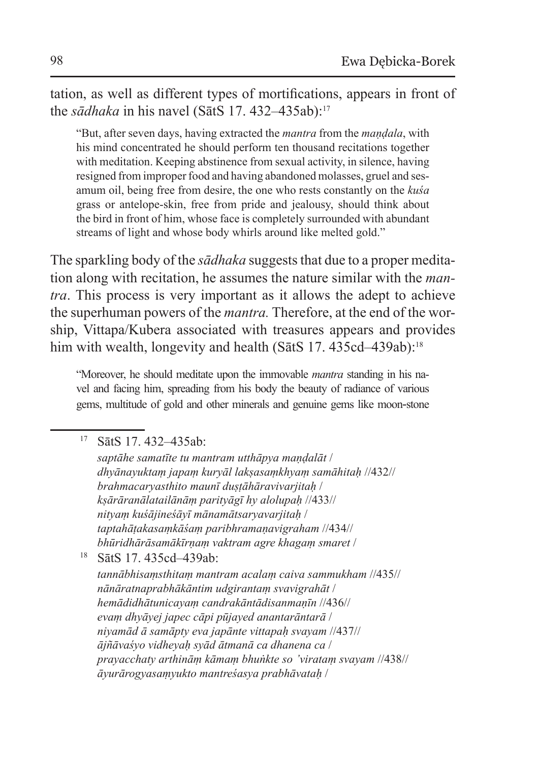tation, as well as different types of mortifications, appears in front of the *sādhaka* in his navel (SātS 17. 432–435ab):[17]

> "But, after seven days, having extracted the *mantra* from the *maṇḍala*, with his mind concentrated he should perform ten thousand recitations together with meditation. Keeping abstinence from sexual activity, in silence, having resigned from improper food and having abandoned molasses, gruel and sesamum oil, being free from desire, the one who rests constantly on the *kuśa* grass or antelope-skin, free from pride and jealousy, should think about the bird in front of him, whose face is completely surrounded with abundant streams of light and whose body whirls around like melted gold."

The sparkling body of the *sādhaka* suggests that due to a proper meditation along with recitation, he assumes the nature similar with the *mantra*. This process is very important as it allows the adept to achieve the superhuman powers of the *mantra.* Therefore, at the end of the worship, Vittapa/Kubera associated with treasures appears and provides him with wealth, longevity and health (SātS 17. 435cd–439ab):[18]

> "Moreover, he should meditate upon the immovable *mantra* standing in his navel and facing him, spreading from his body the beauty of radiance of various gems, multitude of gold and other minerals and genuine gems like moon-stone

---

[17] SātS 17. 432–435ab:
*saptāhe samatīte tu mantram utthāpya maṇḍalāt /*
*dhyānayuktaṃ japaṃ kuryāl lakṣasaṃkhyaṃ samāhitaḥ //432//*
*brahmacaryasthito maunī duṣṭāhāravivarjitaḥ /*
*kṣārāranālatailānāṃ parityāgī hy alolupaḥ //433//*
*nityaṃ kuśājineśāyī mānamātsaryavarjitaḥ /*
*taptahāṭakasaṃkāśaṃ paribhramaṇavigraham //434//*
*bhūridhārāsamākīrṇaṃ vaktram agre khagaṃ smaret /*

[18] SātS 17. 435cd–439ab:
*tannābhisaṃsthitaṃ mantram acalaṃ caiva sammukham //435//*
*nānāratnaprabhākāntim udgirantaṃ svavigrahāt /*
*hemādidhātunicayaṃ candrakāntādisanmaṇīn //436//*
*evaṃ dhyāyej japec cāpi pūjayed anantarāntarā /*
*niyamād ā samāpty eva japānte vittapaḥ svayam //437//*
*ājñāvaśyo vidheyaḥ syād ātmanā ca dhanena ca /*
*prayacchaty arthināṃ kāmaṃ bhuṅkte so 'virataṃ svayam //438//*
*āyurārogyasaṃyukto mantreśasya prabhāvataḥ /*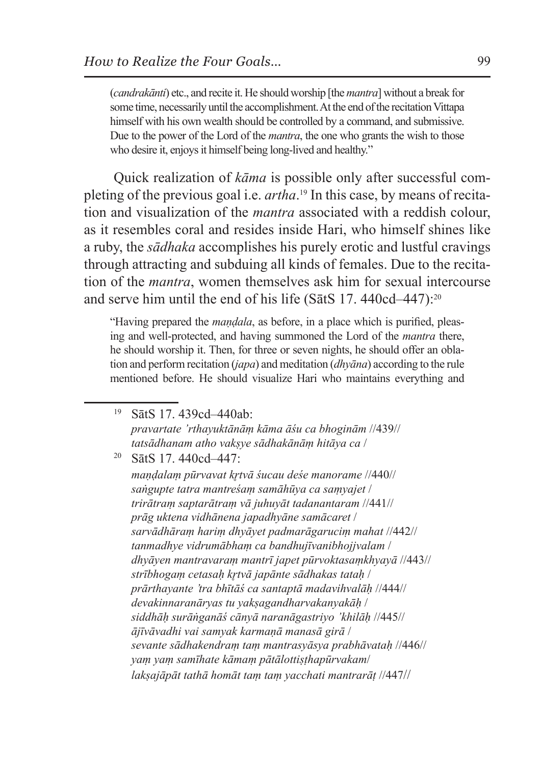> (*candrakānti*) etc., and recite it. He should worship [the *mantra*] without a break for some time, necessarily until the accomplishment. At the end of the recitation Vittapa himself with his own wealth should be controlled by a command, and submissive. Due to the power of the Lord of the *mantra*, the one who grants the wish to those who desire it, enjoys it himself being long-lived and healthy."

Quick realization of *kāma* is possible only after successful completing of the previous goal i.e. *artha*.[19] In this case, by means of recitation and visualization of the *mantra* associated with a reddish colour, as it resembles coral and resides inside Hari, who himself shines like a ruby, the *sādhaka* accomplishes his purely erotic and lustful cravings through attracting and subduing all kinds of females. Due to the recitation of the *mantra*, women themselves ask him for sexual intercourse and serve him until the end of his life (SātS 17. 440cd–447):[20]

> "Having prepared the *maṇḍala*, as before, in a place which is purified, pleasing and well-protected, and having summoned the Lord of the *mantra* there, he should worship it. Then, for three or seven nights, he should offer an oblation and perform recitation (*japa*) and meditation (*dhyāna*) according to the rule mentioned before. He should visualize Hari who maintains everything and

---

[19] SātS 17. 439cd–440ab:
*pravartate 'rthayuktānāṃ kāma āśu ca bhoginām* //439//
*tatsādhanam atho vakṣye sādhakānāṃ hitāya ca* /

[20] SātS 17. 440cd–447:
*maṇḍalaṃ pūrvavat kṛtvā śucau deśe manorame* //440//
*saṅgupte tatra mantreśaṃ samāhūya ca saṃyajet* /
*trirātraṃ saptarātraṃ vā juhuyāt tadanantaram* //441//
*prāg uktena vidhānena japadhyāne samācaret* /
*sarvādhāraṃ hariṃ dhyāyet padmarāgaruciṃ mahat* //442//
*tanmadhye vidrumābhaṃ ca bandhujīvanibhojjvalam* /
*dhyāyen mantravaraṃ mantrī japet pūrvoktasaṃkhyayā* //443//
*strībhogaṃ cetasaḥ kṛtvā japānte sādhakas tataḥ* /
*prārthayante 'tra bhītāś ca santaptā madavihvalāḥ* //444//
*devakinnaranāryas tu yakṣagandharvakanyakāḥ* /
*siddhāḥ surāṅganāś cānyā naranāgastriyo 'khilāḥ* //445//
*ājīvāvadhi vai samyak karmaṇā manasā girā* /
*sevante sādhakendraṃ taṃ mantrasyāsya prabhāvataḥ* //446//
*yaṃ yaṃ samīhate kāmaṃ pātālottiṣṭhapūrvakam*/
*lakṣajāpāt tathā homāt taṃ taṃ yacchati mantrarāṭ* //447//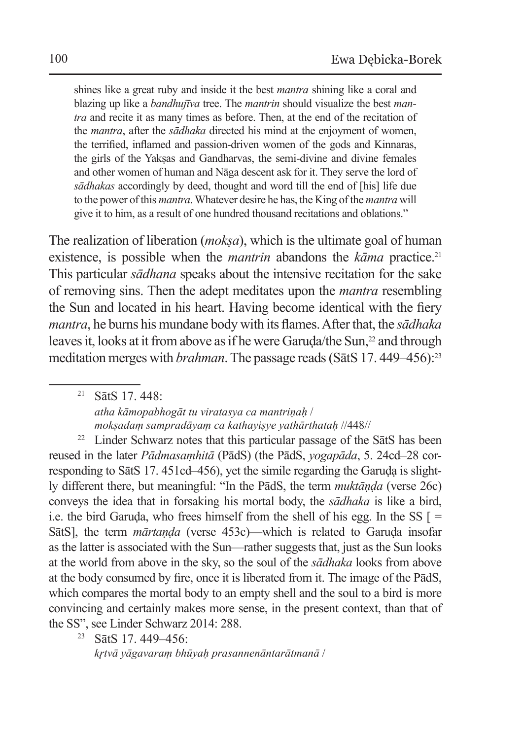> shines like a great ruby and inside it the best *mantra* shining like a coral and blazing up like a *bandhujīva* tree. The *mantrin* should visualize the best *mantra* and recite it as many times as before. Then, at the end of the recitation of the *mantra*, after the *sādhaka* directed his mind at the enjoyment of women, the terrified, inflamed and passion-driven women of the gods and Kinnaras, the girls of the Yakṣas and Gandharvas, the semi-divine and divine females and other women of human and Nāga descent ask for it. They serve the lord of *sādhakas* accordingly by deed, thought and word till the end of [his] life due to the power of this *mantra*. Whatever desire he has, the King of the *mantra* will give it to him, as a result of one hundred thousand recitations and oblations."

The realization of liberation (*mokṣa*), which is the ultimate goal of human existence, is possible when the *mantrin* abandons the *kāma* practice.[21] This particular *sādhana* speaks about the intensive recitation for the sake of removing sins. Then the adept meditates upon the *mantra* resembling the Sun and located in his heart. Having become identical with the fiery *mantra*, he burns his mundane body with its flames. After that, the *sādhaka* leaves it, looks at it from above as if he were Garuḍa/the Sun,[22] and through meditation merges with *brahman*. The passage reads (SātS 17. 449–456):[23]

---

[21] SātS 17. 448:
*atha kāmopabhogāt tu viratasya ca mantriṇaḥ* /
*mokṣadaṃ sampradāyaṃ ca kathayiṣye yathārthataḥ* //448//

[22] Linder Schwarz notes that this particular passage of the SātS has been reused in the later *Pādmasaṃhitā* (PādS) (the PādS, *yogapāda*, 5. 24cd–28 corresponding to SātS 17. 451cd–456), yet the simile regarding the Garuḍa is slightly different there, but meaningful: "In the PādS, the term *muktāṇḍa* (verse 26c) conveys the idea that in forsaking his mortal body, the *sādhaka* is like a bird, i.e. the bird Garuḍa, who frees himself from the shell of his egg. In the SS [ = SātS], the term *mārtaṇḍa* (verse 453c)—which is related to Garuḍa insofar as the latter is associated with the Sun—rather suggests that, just as the Sun looks at the world from above in the sky, so the soul of the *sādhaka* looks from above at the body consumed by fire, once it is liberated from it. The image of the PādS, which compares the mortal body to an empty shell and the soul to a bird is more convincing and certainly makes more sense, in the present context, than that of the SS", see Linder Schwarz 2014: 288.

[23] SātS 17. 449–456:
*kṛtvā yāgavaraṃ bhūyaḥ prasannenāntarātmanā* /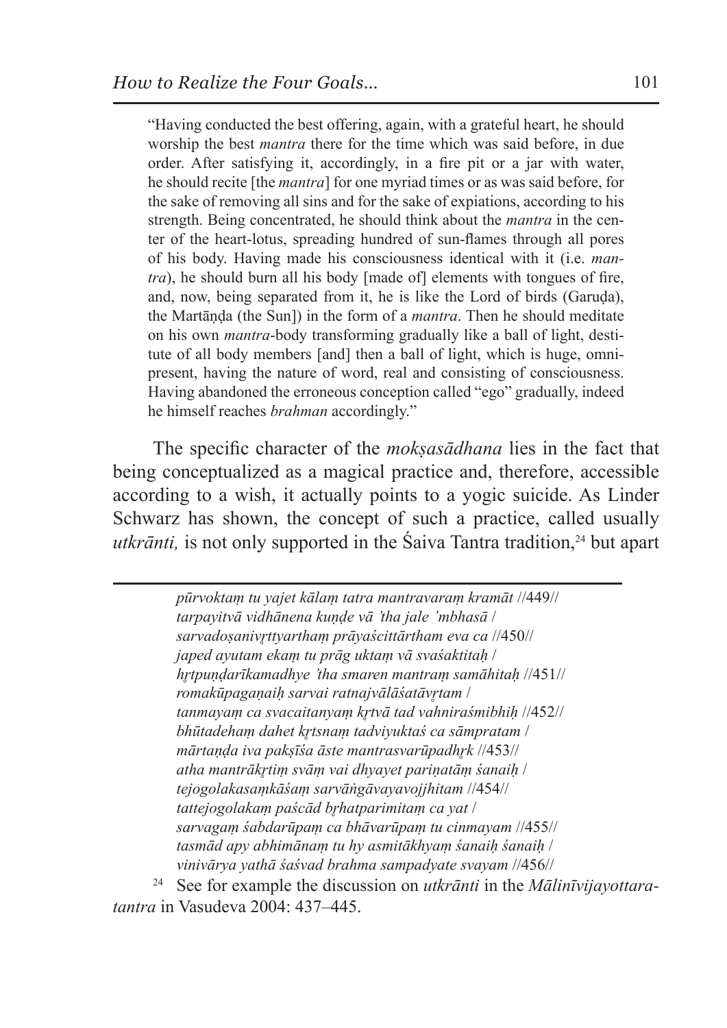"Having conducted the best offering, again, with a grateful heart, he should worship the best *mantra* there for the time which was said before, in due order. After satisfying it, accordingly, in a fire pit or a jar with water, he should recite [the *mantra*] for one myriad times or as was said before, for the sake of removing all sins and for the sake of expiations, according to his strength. Being concentrated, he should think about the *mantra* in the center of the heart-lotus, spreading hundred of sun-flames through all pores of his body. Having made his consciousness identical with it (i.e. *mantra*), he should burn all his body [made of] elements with tongues of fire, and, now, being separated from it, he is like the Lord of birds (Garuḍa), the Martāṇḍa (the Sun]) in the form of a *mantra*. Then he should meditate on his own *mantra*-body transforming gradually like a ball of light, destitute of all body members [and] then a ball of light, which is huge, omnipresent, having the nature of word, real and consisting of consciousness. Having abandoned the erroneous conception called "ego" gradually, indeed he himself reaches *brahman* accordingly."

The specific character of the *mokṣasādhana* lies in the fact that being conceptualized as a magical practice and, therefore, accessible according to a wish, it actually points to a yogic suicide. As Linder Schwarz has shown, the concept of such a practice, called usually *utkrānti,* is not only supported in the Śaiva Tantra tradition,[24] but apart

---

*pūrvoktaṃ tu yajet kālaṃ tatra mantravaraṃ kramāt* //449//
*tarpayitvā vidhānena kuṇḍe vā 'tha jale 'mbhasā* /
*sarvadoṣanivṛttyarthaṃ prāyaścittārtham eva ca* //450//
*japed ayutam ekaṃ tu prāg uktaṃ vā svaśaktitaḥ* /
*hṛtpuṇḍarīkamadhye 'tha smaren mantraṃ samāhitaḥ* //451//
*romakūpagaṇaiḥ sarvai ratnajvālāśatāvṛtam* /
*tanmayaṃ ca svacaitanyaṃ kṛtvā tad vahniraśmibhiḥ* //452//
*bhūtadehaṃ dahet kṛtsnaṃ tadviyuktaś ca sāmpratam* /
*mārtaṇḍa iva pakṣīśa āste mantrasvarūpadhṛk* //453//
*atha mantrākṛtiṃ svāṃ vai dhyayet pariṇatāṃ śanaiḥ* /
*tejogolakasaṃkāśaṃ sarvāṅgāvayavojjhitam* //454//
*tattejogolakaṃ paścād bṛhatparimitaṃ ca yat* /
*sarvagaṃ śabdarūpaṃ ca bhāvarūpaṃ tu cinmayam* //455//
*tasmād apy abhimānaṃ tu hy asmitākhyaṃ śanaiḥ śanaiḥ* /
*vinivārya yathā śaśvad brahma sampadyate svayam* //456//

[24] See for example the discussion on *utkrānti* in the *Mālinīvijayottaratantra* in Vasudeva 2004: 437–445.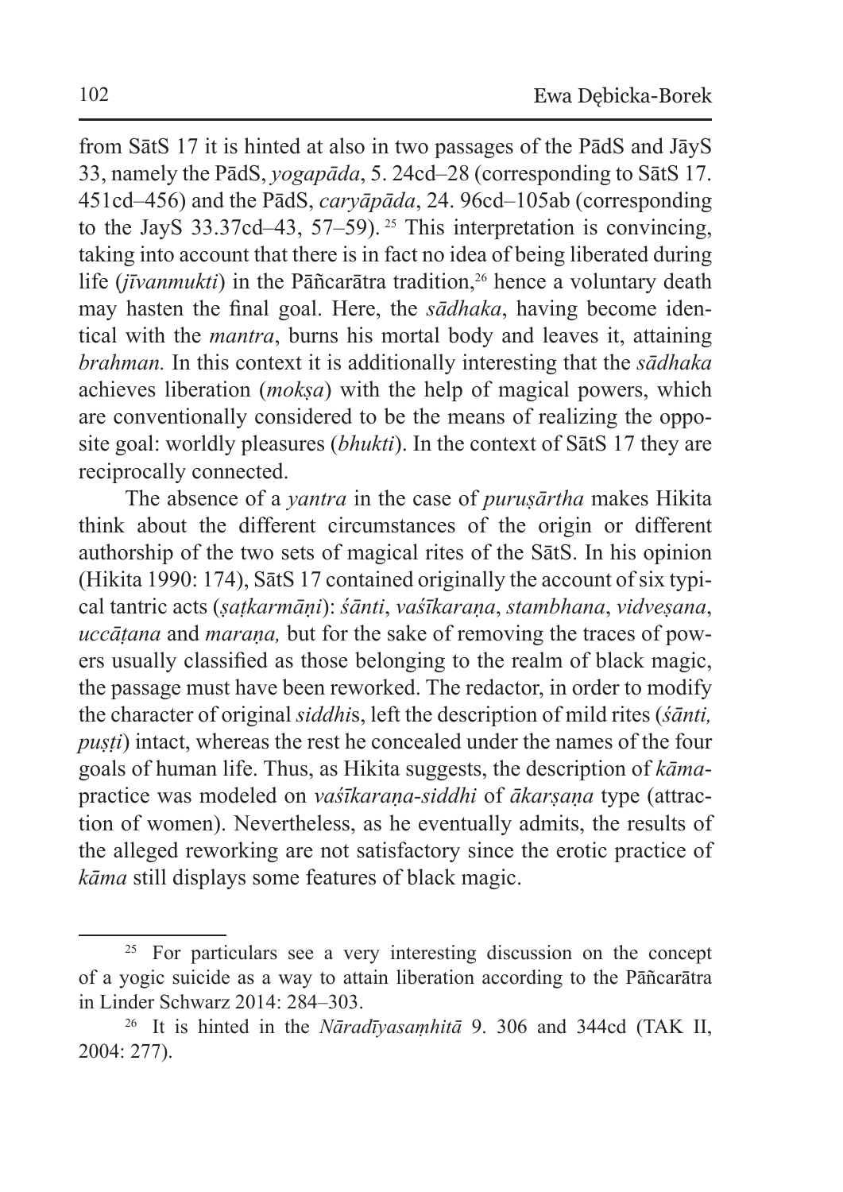from SātS 17 it is hinted at also in two passages of the PādS and JāyS 33, namely the PādS, *yogapāda*, 5. 24cd–28 (corresponding to SātS 17. 451cd–456) and the PādS, *caryāpāda*, 24. 96cd–105ab (corresponding to the JayS 33.37cd–43, 57–59). [25] This interpretation is convincing, taking into account that there is in fact no idea of being liberated during life (*jīvanmukti*) in the Pāñcarātra tradition,[26] hence a voluntary death may hasten the final goal. Here, the *sādhaka*, having become identical with the *mantra*, burns his mortal body and leaves it, attaining *brahman.* In this context it is additionally interesting that the *sādhaka* achieves liberation (*mokṣa*) with the help of magical powers, which are conventionally considered to be the means of realizing the opposite goal: worldly pleasures (*bhukti*). In the context of SātS 17 they are reciprocally connected.

The absence of a *yantra* in the case of *puruṣārtha* makes Hikita think about the different circumstances of the origin or different authorship of the two sets of magical rites of the SātS. In his opinion (Hikita 1990: 174), SātS 17 contained originally the account of six typical tantric acts (*ṣaṭkarmāṇi*): *śānti*, *vaśīkaraṇa*, *stambhana*, *vidveṣana*, *uccāṭana* and *maraṇa,* but for the sake of removing the traces of powers usually classified as those belonging to the realm of black magic, the passage must have been reworked. The redactor, in order to modify the character of original *siddhi*s, left the description of mild rites (*śānti, puṣṭi*) intact, whereas the rest he concealed under the names of the four goals of human life. Thus, as Hikita suggests, the description of *kāma*-practice was modeled on *vaśīkaraṇa-siddhi* of *ākarṣaṇa* type (attraction of women). Nevertheless, as he eventually admits, the results of the alleged reworking are not satisfactory since the erotic practice of *kāma* still displays some features of black magic.

---

[25] For particulars see a very interesting discussion on the concept of a yogic suicide as a way to attain liberation according to the Pāñcarātra in Linder Schwarz 2014: 284–303.

[26] It is hinted in the *Nāradīyasaṃhitā* 9. 306 and 344cd (TAK II, 2004: 277).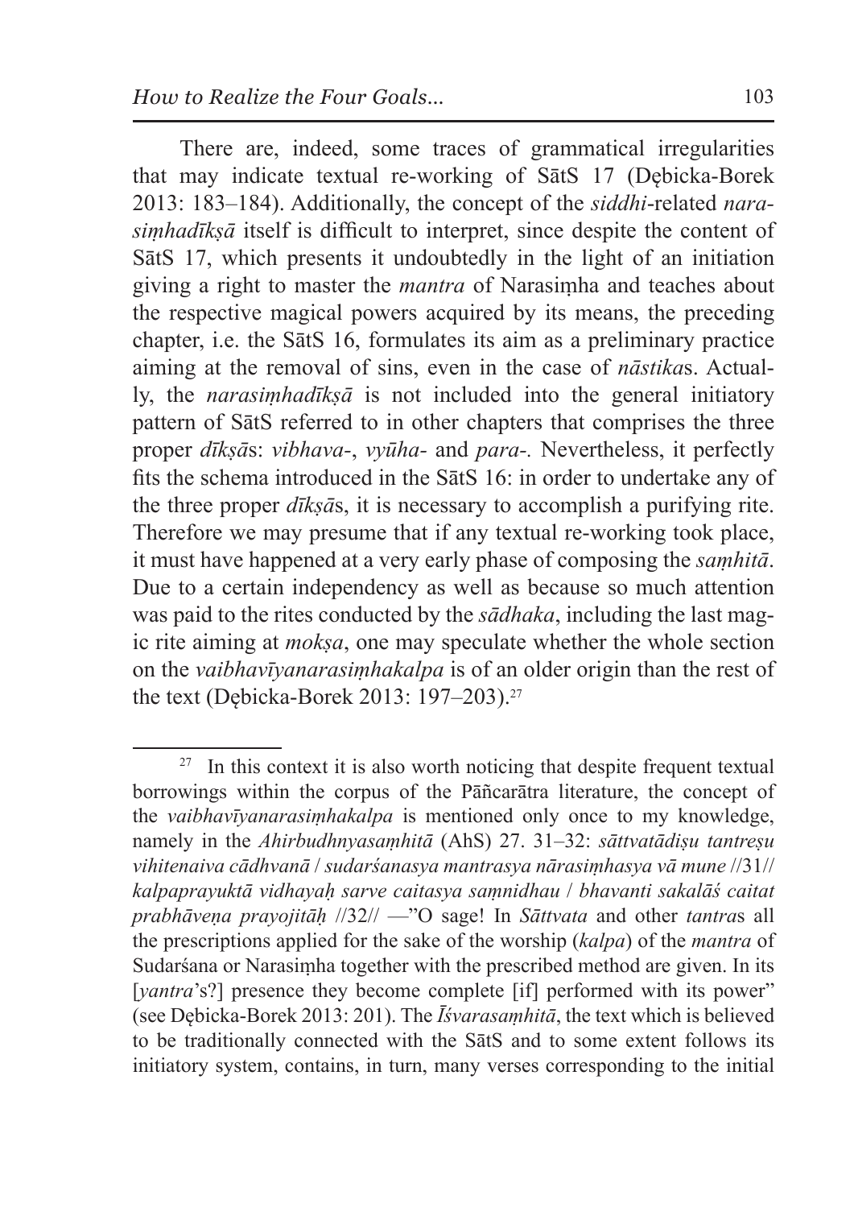There are, indeed, some traces of grammatical irregularities that may indicate textual re-working of SātS 17 (Dębicka-Borek 2013: 183–184). Additionally, the concept of the *siddhi*-related *narasiṃhadīkṣā* itself is difficult to interpret, since despite the content of SātS 17, which presents it undoubtedly in the light of an initiation giving a right to master the *mantra* of Narasiṃha and teaches about the respective magical powers acquired by its means, the preceding chapter, i.e. the SātS 16, formulates its aim as a preliminary practice aiming at the removal of sins, even in the case of *nāstika*s. Actually, the *narasiṃhadīkṣā* is not included into the general initiatory pattern of SātS referred to in other chapters that comprises the three proper *dīkṣā*s: *vibhava-*, *vyūha-* and *para-.* Nevertheless, it perfectly fits the schema introduced in the SātS 16: in order to undertake any of the three proper *dīkṣā*s, it is necessary to accomplish a purifying rite. Therefore we may presume that if any textual re-working took place, it must have happened at a very early phase of composing the *saṃhitā*. Due to a certain independency as well as because so much attention was paid to the rites conducted by the *sādhaka*, including the last magic rite aiming at *mokṣa*, one may speculate whether the whole section on the *vaibhavīyanarasiṃhakalpa* is of an older origin than the rest of the text (Dębicka-Borek 2013: 197–203).[27]

[27] In this context it is also worth noticing that despite frequent textual borrowings within the corpus of the Pāñcarātra literature, the concept of the *vaibhavīyanarasiṃhakalpa* is mentioned only once to my knowledge, namely in the *Ahirbudhnyasaṃhitā* (AhS) 27. 31–32: *sāttvatādiṣu tantreṣu vihitenaiva cādhvanā / sudarśanasya mantrasya nārasiṃhasya vā mune //31// kalpaprayuktā vidhayaḥ sarve caitasya saṃnidhau / bhavanti sakalāś caitat prabhāveṇa prayojitāḥ //32//* —"O sage! In *Sāttvata* and other *tantra*s all the prescriptions applied for the sake of the worship (*kalpa*) of the *mantra* of Sudarśana or Narasiṃha together with the prescribed method are given. In its [*yantra*'s?] presence they become complete [if] performed with its power" (see Dębicka-Borek 2013: 201). The *Īśvarasaṃhitā*, the text which is believed to be traditionally connected with the SātS and to some extent follows its initiatory system, contains, in turn, many verses corresponding to the initial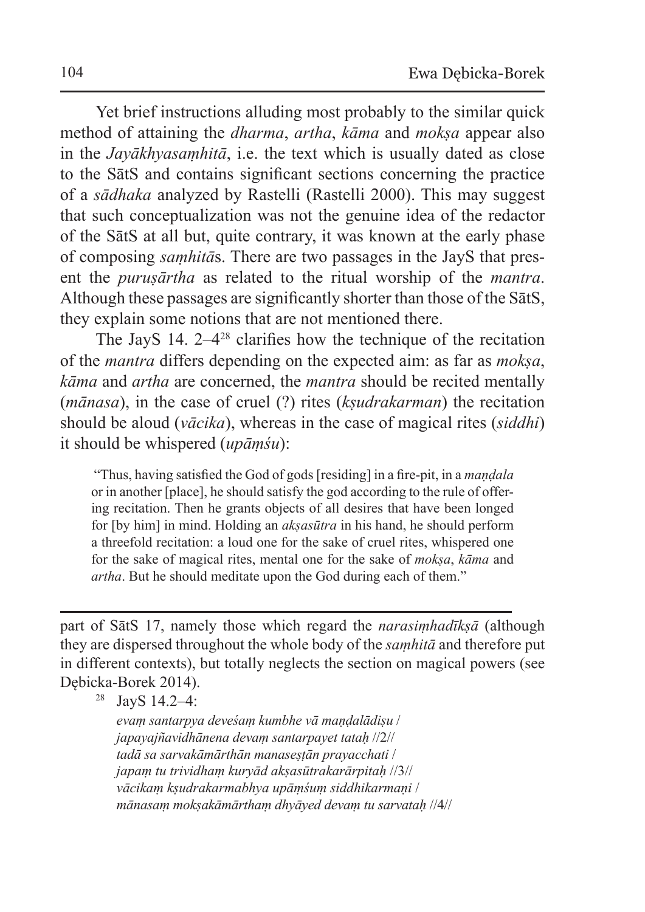Yet brief instructions alluding most probably to the similar quick method of attaining the *dharma*, *artha*, *kāma* and *mokṣa* appear also in the *Jayākhyasaṃhitā*, i.e. the text which is usually dated as close to the SātS and contains significant sections concerning the practice of a *sādhaka* analyzed by Rastelli (Rastelli 2000). This may suggest that such conceptualization was not the genuine idea of the redactor of the SātS at all but, quite contrary, it was known at the early phase of composing *saṃhitā*s. There are two passages in the JayS that present the *puruṣārtha* as related to the ritual worship of the *mantra*. Although these passages are significantly shorter than those of the SātS, they explain some notions that are not mentioned there.

The JayS 14. 2–4[28] clarifies how the technique of the recitation of the *mantra* differs depending on the expected aim: as far as *mokṣa*, *kāma* and *artha* are concerned, the *mantra* should be recited mentally (*mānasa*), in the case of cruel (?) rites (*kṣudrakarman*) the recitation should be aloud (*vācika*), whereas in the case of magical rites (*siddhi*) it should be whispered (*upāṃśu*):

> "Thus, having satisfied the God of gods [residing] in a fire-pit, in a *maṇḍala* or in another [place], he should satisfy the god according to the rule of offering recitation. Then he grants objects of all desires that have been longed for [by him] in mind. Holding an *akṣasūtra* in his hand, he should perform a threefold recitation: a loud one for the sake of cruel rites, whispered one for the sake of magical rites, mental one for the sake of *mokṣa*, *kāma* and *artha*. But he should meditate upon the God during each of them."

---

part of SātS 17, namely those which regard the *narasiṃhadīkṣā* (although they are dispersed throughout the whole body of the *saṃhitā* and therefore put in different contexts), but totally neglects the section on magical powers (see Dębicka-Borek 2014).

[28] JayS 14.2–4:

*evaṃ santarpya deveśaṃ kumbhe vā maṇḍalādiṣu /*
*japayajñavidhānena devaṃ santarpayet tataḥ //2//*
*tadā sa sarvakāmārthān manaseṣṭān prayacchati /*
*japaṃ tu trividhaṃ kuryād akṣasūtrakarārpitaḥ //3//*
*vācikaṃ kṣudrakarmabhya upāṃśuṃ siddhikarmaṇi /*
*mānasaṃ mokṣakāmārthaṃ dhyāyed devaṃ tu sarvataḥ //4//*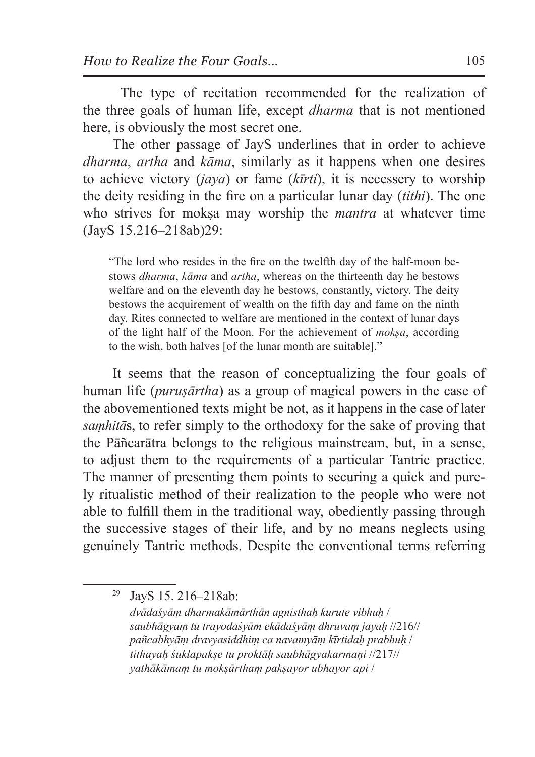The type of recitation recommended for the realization of the three goals of human life, except *dharma* that is not mentioned here, is obviously the most secret one.

The other passage of JayS underlines that in order to achieve *dharma*, *artha* and *kāma*, similarly as it happens when one desires to achieve victory (*jaya*) or fame (*kīrti*), it is necessery to worship the deity residing in the fire on a particular lunar day (*tithi*). The one who strives for mokṣa may worship the *mantra* at whatever time (JayS 15.216–218ab)29:

> "The lord who resides in the fire on the twelfth day of the half-moon bestows *dharma*, *kāma* and *artha*, whereas on the thirteenth day he bestows welfare and on the eleventh day he bestows, constantly, victory. The deity bestows the acquirement of wealth on the fifth day and fame on the ninth day. Rites connected to welfare are mentioned in the context of lunar days of the light half of the Moon. For the achievement of *mokṣa*, according to the wish, both halves [of the lunar month are suitable]."

It seems that the reason of conceptualizing the four goals of human life (*puruṣārtha*) as a group of magical powers in the case of the abovementioned texts might be not, as it happens in the case of later *saṃhitā*s, to refer simply to the orthodoxy for the sake of proving that the Pāñcarātra belongs to the religious mainstream, but, in a sense, to adjust them to the requirements of a particular Tantric practice. The manner of presenting them points to securing a quick and purely ritualistic method of their realization to the people who were not able to fulfill them in the traditional way, obediently passing through the successive stages of their life, and by no means neglects using genuinely Tantric methods. Despite the conventional terms referring

---

[29] JayS 15. 216–218ab:
*dvādaśyāṃ dharmakāmārthān agnisthaḥ kurute vibhuḥ /*
*saubhāgyaṃ tu trayodaśyām ekādaśyāṃ dhruvaṃ jayaḥ* //216//
*pañcabhyāṃ dravyasiddhiṃ ca navamyāṃ kīrtidaḥ prabhuḥ /*
*tithayaḥ śuklapakṣe tu proktāḥ saubhāgyakarmaṇi* //217//
*yathākāmaṃ tu mokṣārthaṃ pakṣayor ubhayor api /*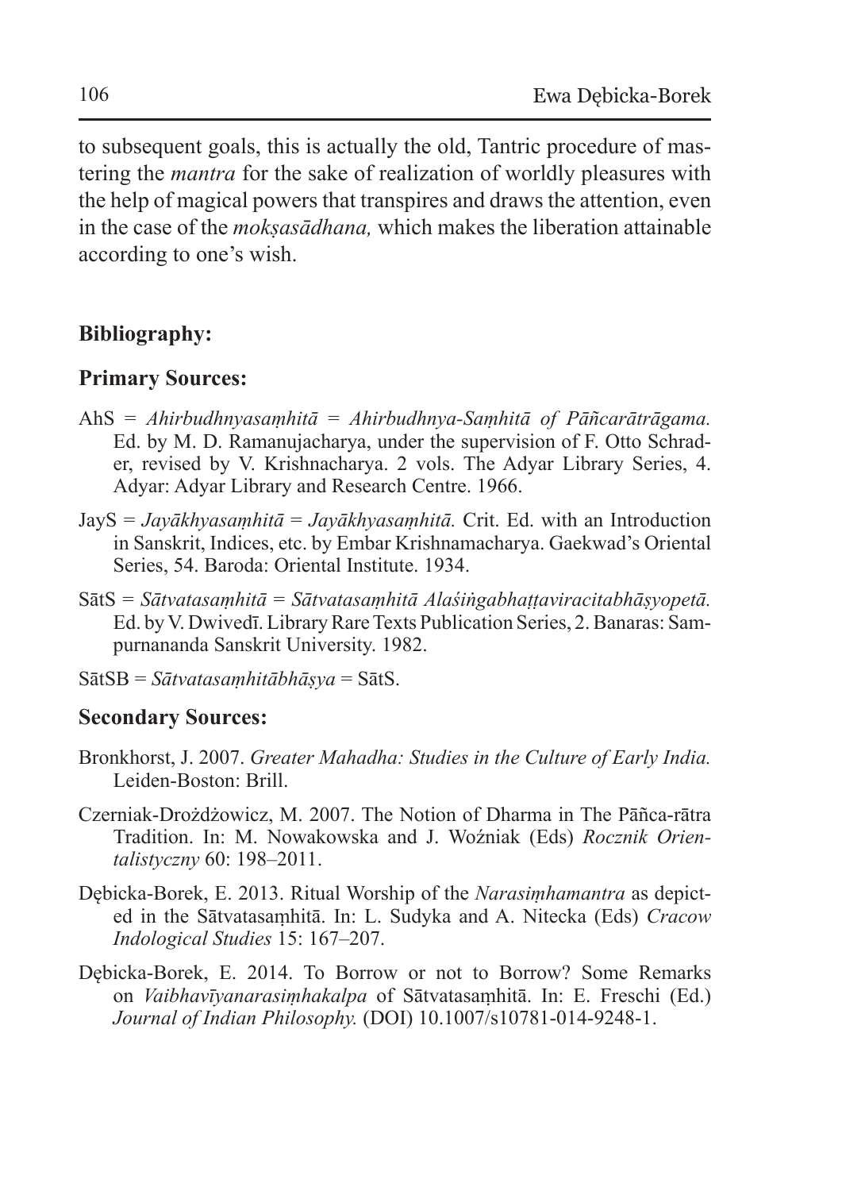to subsequent goals, this is actually the old, Tantric procedure of mastering the *mantra* for the sake of realization of worldly pleasures with the help of magical powers that transpires and draws the attention, even in the case of the *mokṣasādhana,* which makes the liberation attainable according to one's wish.

## Bibliography:

### Primary Sources:

AhS = *Ahirbudhnyasaṃhitā* = *Ahirbudhnya-Saṃhitā of Pāñcarātrāgama.* Ed. by M. D. Ramanujacharya, under the supervision of F. Otto Schrader, revised by V. Krishnacharya. 2 vols. The Adyar Library Series, 4. Adyar: Adyar Library and Research Centre. 1966.

JayS = *Jayākhyasaṃhitā* = *Jayākhyasaṃhitā.* Crit. Ed. with an Introduction in Sanskrit, Indices, etc. by Embar Krishnamacharya. Gaekwad's Oriental Series, 54. Baroda: Oriental Institute. 1934.

SātS = *Sātvatasaṃhitā* = *Sātvatasaṃhitā Alaśiṅgabhaṭṭaviracitabhāṣyopetā.* Ed. by V. Dwivedī. Library Rare Texts Publication Series, 2. Banaras: Sampurnananda Sanskrit University. 1982.

SātSB = *Sātvatasaṃhitābhāṣya* = SātS.

### Secondary Sources:

Bronkhorst, J. 2007. *Greater Mahadha: Studies in the Culture of Early India.* Leiden-Boston: Brill.

Czerniak-Drożdżowicz, M. 2007. The Notion of Dharma in The Pāñca-rātra Tradition. In: M. Nowakowska and J. Woźniak (Eds) *Rocznik Orientalistyczny* 60: 198–2011.

Dębicka-Borek, E. 2013. Ritual Worship of the *Narasiṃhamantra* as depicted in the Sātvatasaṃhitā. In: L. Sudyka and A. Nitecka (Eds) *Cracow Indological Studies* 15: 167–207.

Dębicka-Borek, E. 2014. To Borrow or not to Borrow? Some Remarks on *Vaibhavīyanarasiṃhakalpa* of Sātvatasaṃhitā. In: E. Freschi (Ed.) *Journal of Indian Philosophy.* (DOI) 10.1007/s10781-014-9248-1.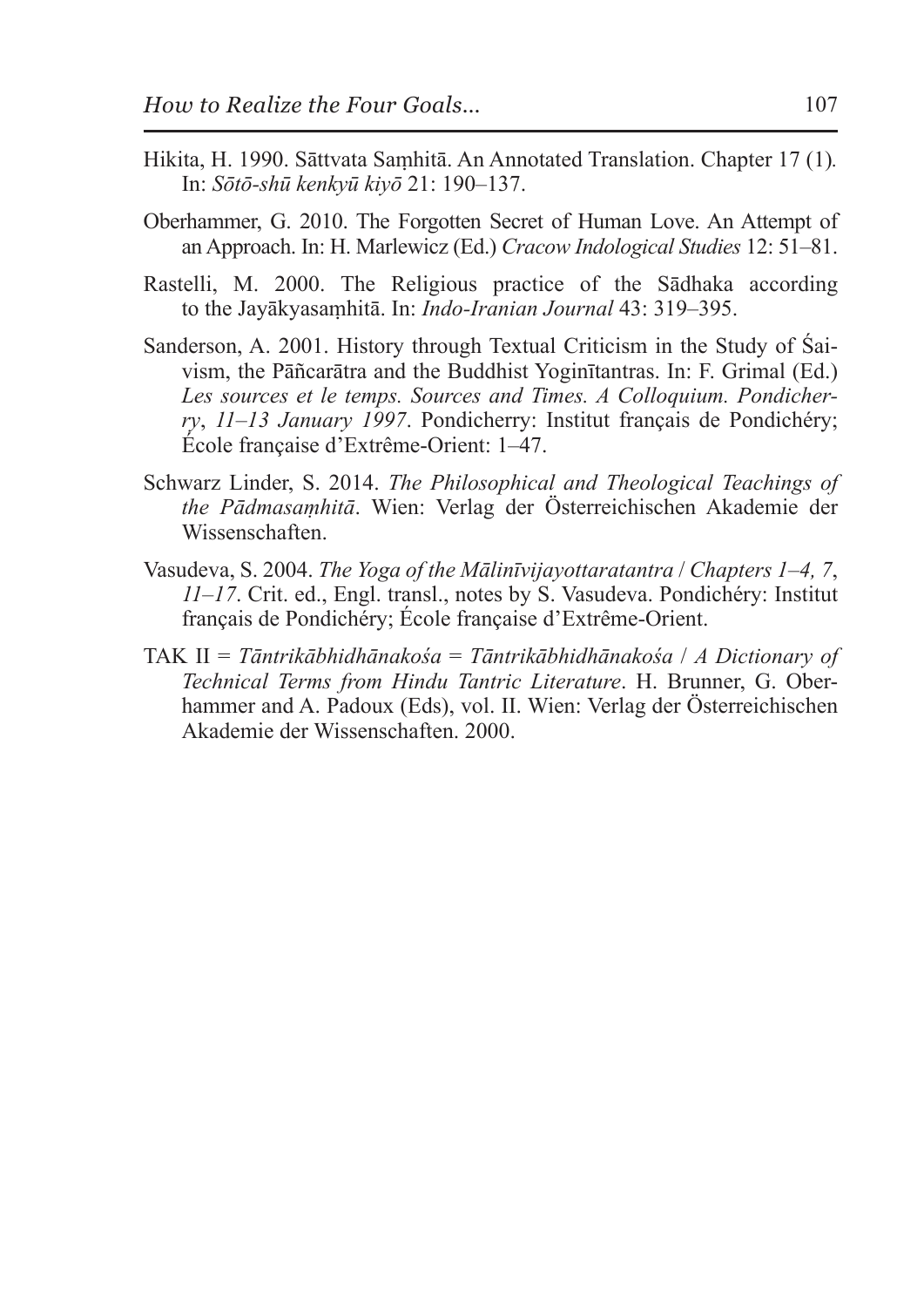Hikita, H. 1990. Sāttvata Saṃhitā. An Annotated Translation. Chapter 17 (1). In: *Sōtō-shū kenkyū kiyō* 21: 190–137.

Oberhammer, G. 2010. The Forgotten Secret of Human Love. An Attempt of an Approach. In: H. Marlewicz (Ed.) *Cracow Indological Studies* 12: 51–81.

Rastelli, M. 2000. The Religious practice of the Sādhaka according to the Jayākyasaṃhitā. In: *Indo-Iranian Journal* 43: 319–395.

Sanderson, A. 2001. History through Textual Criticism in the Study of Śaivism, the Pāñcarātra and the Buddhist Yoginītantras. In: F. Grimal (Ed.) *Les sources et le temps. Sources and Times. A Colloquium. Pondicherry, 11–13 January 1997*. Pondicherry: Institut français de Pondichéry; École française d'Extrême-Orient: 1–47.

Schwarz Linder, S. 2014. *The Philosophical and Theological Teachings of the Pādmasaṃhitā*. Wien: Verlag der Österreichischen Akademie der Wissenschaften.

Vasudeva, S. 2004. *The Yoga of the Mālinīvijayottaratantra* / *Chapters 1–4, 7, 11–17*. Crit. ed., Engl. transl., notes by S. Vasudeva. Pondichéry: Institut français de Pondichéry; École française d'Extrême-Orient.

TAK II = *Tāntrikābhidhānakośa* = *Tāntrikābhidhānakośa* / *A Dictionary of Technical Terms from Hindu Tantric Literature*. H. Brunner, G. Oberhammer and A. Padoux (Eds), vol. II. Wien: Verlag der Österreichischen Akademie der Wissenschaften. 2000.